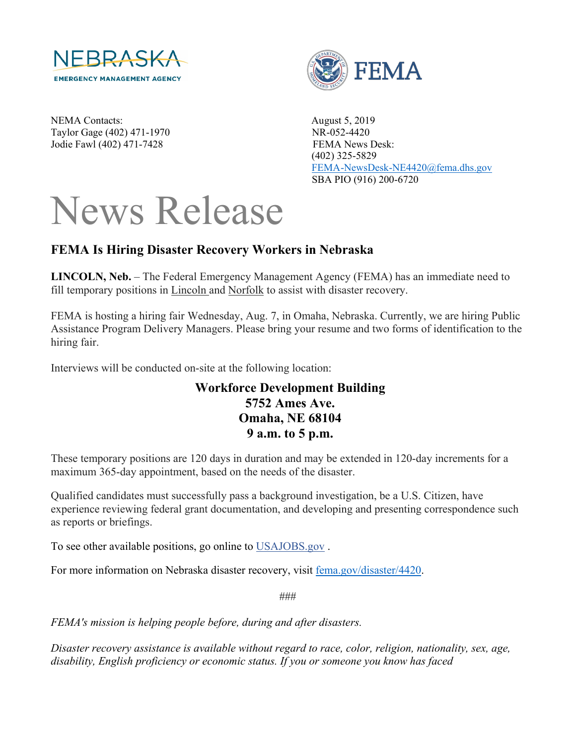NEBRASKA
EMERGENCY MANAGEMENT AGENCY

FEMA

NEMA Contacts:
Taylor Gage (402) 471-1970
Jodie Fawl (402) 471-7428

August 5, 2019
NR-052-4420
FEMA News Desk:
(402) 325-5829
FEMA-NewsDesk-NE4420@fema.dhs.gov
SBA PIO (916) 200-6720

# News Release

## FEMA Is Hiring Disaster Recovery Workers in Nebraska

**LINCOLN, Neb.** – The Federal Emergency Management Agency (FEMA) has an immediate need to fill temporary positions in Lincoln and Norfolk to assist with disaster recovery.

FEMA is hosting a hiring fair Wednesday, Aug. 7, in Omaha, Nebraska. Currently, we are hiring Public Assistance Program Delivery Managers. Please bring your resume and two forms of identification to the hiring fair.

Interviews will be conducted on-site at the following location:

**Workforce Development Building**
**5752 Ames Ave.**
**Omaha, NE 68104**
**9 a.m. to 5 p.m.**

These temporary positions are 120 days in duration and may be extended in 120-day increments for a maximum 365-day appointment, based on the needs of the disaster.

Qualified candidates must successfully pass a background investigation, be a U.S. Citizen, have experience reviewing federal grant documentation, and developing and presenting correspondence such as reports or briefings.

To see other available positions, go online to USAJOBS.gov .

For more information on Nebraska disaster recovery, visit fema.gov/disaster/4420.

###

*FEMA's mission is helping people before, during and after disasters.*

*Disaster recovery assistance is available without regard to race, color, religion, nationality, sex, age, disability, English proficiency or economic status. If you or someone you know has faced*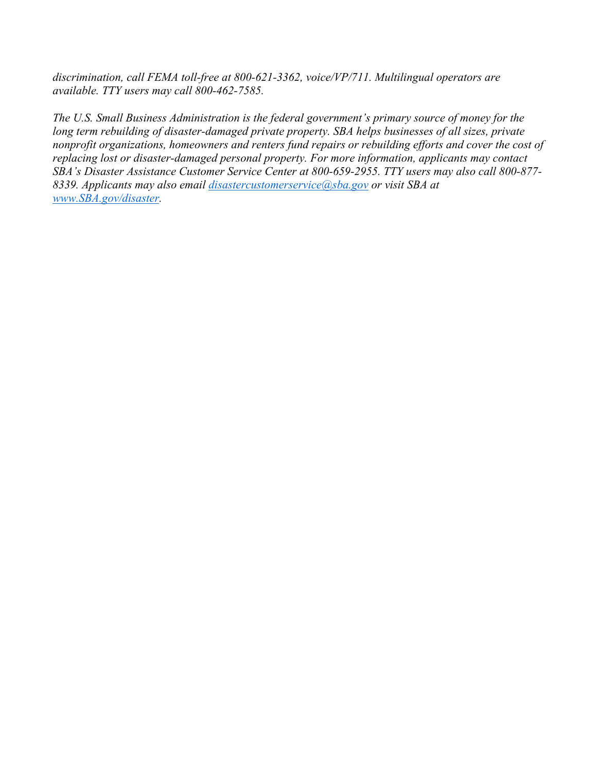*discrimination, call FEMA toll-free at 800-621-3362, voice/VP/711. Multilingual operators are available. TTY users may call 800-462-7585.*

*The U.S. Small Business Administration is the federal government's primary source of money for the long term rebuilding of disaster-damaged private property. SBA helps businesses of all sizes, private nonprofit organizations, homeowners and renters fund repairs or rebuilding efforts and cover the cost of replacing lost or disaster-damaged personal property. For more information, applicants may contact SBA's Disaster Assistance Customer Service Center at 800-659-2955. TTY users may also call 800-877-8339. Applicants may also email [disastercustomerservice@sba.gov](mailto:disastercustomerservice@sba.gov) or visit SBA at [www.SBA.gov/disaster](http://www.SBA.gov/disaster).*